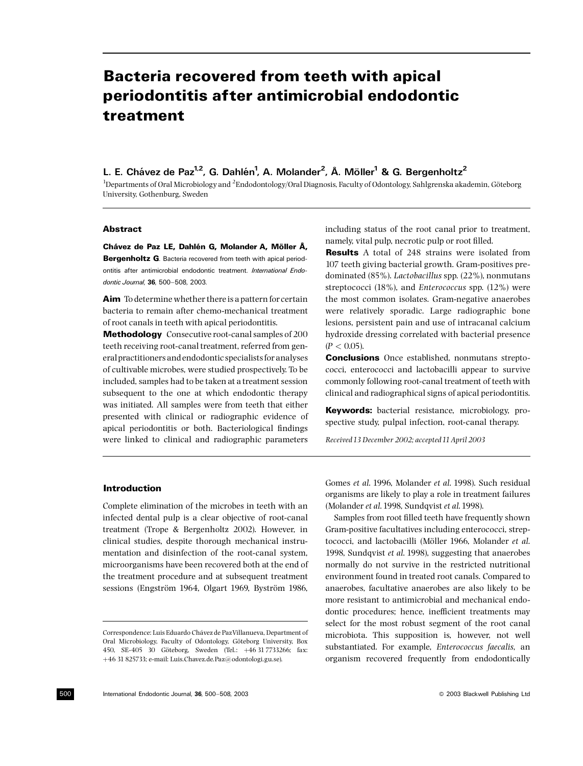# Bacteria recovered from teeth with apical periodontitis after antimicrobial endodontic treatment

**L. E. Chávez de Paz[1,2], G. Dahlén[1], A. Molander[2], Å. Möller[1] & G. Bergenholtz[2]**

[1]Departments of Oral Microbiology and [2]Endodontology/Oral Diagnosis, Faculty of Odontology, Sahlgrenska akademin, Göteborg University, Gothenburg, Sweden

## Abstract

**Chávez de Paz LE, Dahlén G, Molander A, Möller Å, Bergenholtz G**. Bacteria recovered from teeth with apical periodontitis after antimicrobial endodontic treatment. *International Endodontic Journal*, **36**, 500–508, 2003.

**Aim** To determine whether there is a pattern for certain bacteria to remain after chemo-mechanical treatment of root canals in teeth with apical periodontitis.

**Methodology** Consecutive root-canal samples of 200 teeth receiving root-canal treatment, referred from general practitioners and endodontic specialists for analyses of cultivable microbes, were studied prospectively. To be included, samples had to be taken at a treatment session subsequent to the one at which endodontic therapy was initiated. All samples were from teeth that either presented with clinical or radiographic evidence of apical periodontitis or both. Bacteriological findings were linked to clinical and radiographic parameters including status of the root canal prior to treatment, namely, vital pulp, necrotic pulp or root filled.

**Results** A total of 248 strains were isolated from 107 teeth giving bacterial growth. Gram-positives predominated (85%). *Lactobacillus* spp. (22%), nonmutans streptococci (18%), and *Enterococcus* spp. (12%) were the most common isolates. Gram-negative anaerobes were relatively sporadic. Large radiographic bone lesions, persistent pain and use of intracanal calcium hydroxide dressing correlated with bacterial presence ($P < 0.05$).

**Conclusions** Once established, nonmutans streptococci, enterococci and lactobacilli appear to survive commonly following root-canal treatment of teeth with clinical and radiographical signs of apical periodontitis.

**Keywords:** bacterial resistance, microbiology, prospective study, pulpal infection, root-canal therapy.

*Received 13 December 2002; accepted 11 April 2003*

## Introduction

Complete elimination of the microbes in teeth with an infected dental pulp is a clear objective of root-canal treatment (Trope & Bergenholtz 2002). However, in clinical studies, despite thorough mechanical instrumentation and disinfection of the root-canal system, microorganisms have been recovered both at the end of the treatment procedure and at subsequent treatment sessions (Engström 1964, Olgart 1969, Byström 1986, Gomes *et al.* 1996, Molander *et al.* 1998). Such residual organisms are likely to play a role in treatment failures (Molander *et al.* 1998, Sundqvist *et al.* 1998).

Samples from root filled teeth have frequently shown Gram-positive facultatives including enterococci, streptococci, and lactobacilli (Möller 1966, Molander *et al.* 1998, Sundqvist *et al.* 1998), suggesting that anaerobes normally do not survive in the restricted nutritional environment found in treated root canals. Compared to anaerobes, facultative anaerobes are also likely to be more resistant to antimicrobial and mechanical endodontic procedures; hence, inefficient treatments may select for the most robust segment of the root canal microbiota. This supposition is, however, not well substantiated. For example, *Enterococcus faecalis*, an organism recovered frequently from endodontically

Correspondence: Luis Eduardo Chávez de Paz Villanueva, Department of Oral Microbiology, Faculty of Odontology, Göteborg University, Box 450, SE-405 30 Göteborg, Sweden (Tel.: +46 31 7733266; fax: +46 31 825733; e-mail: Luis.Chavez.de.Paz@odontologi.gu.se).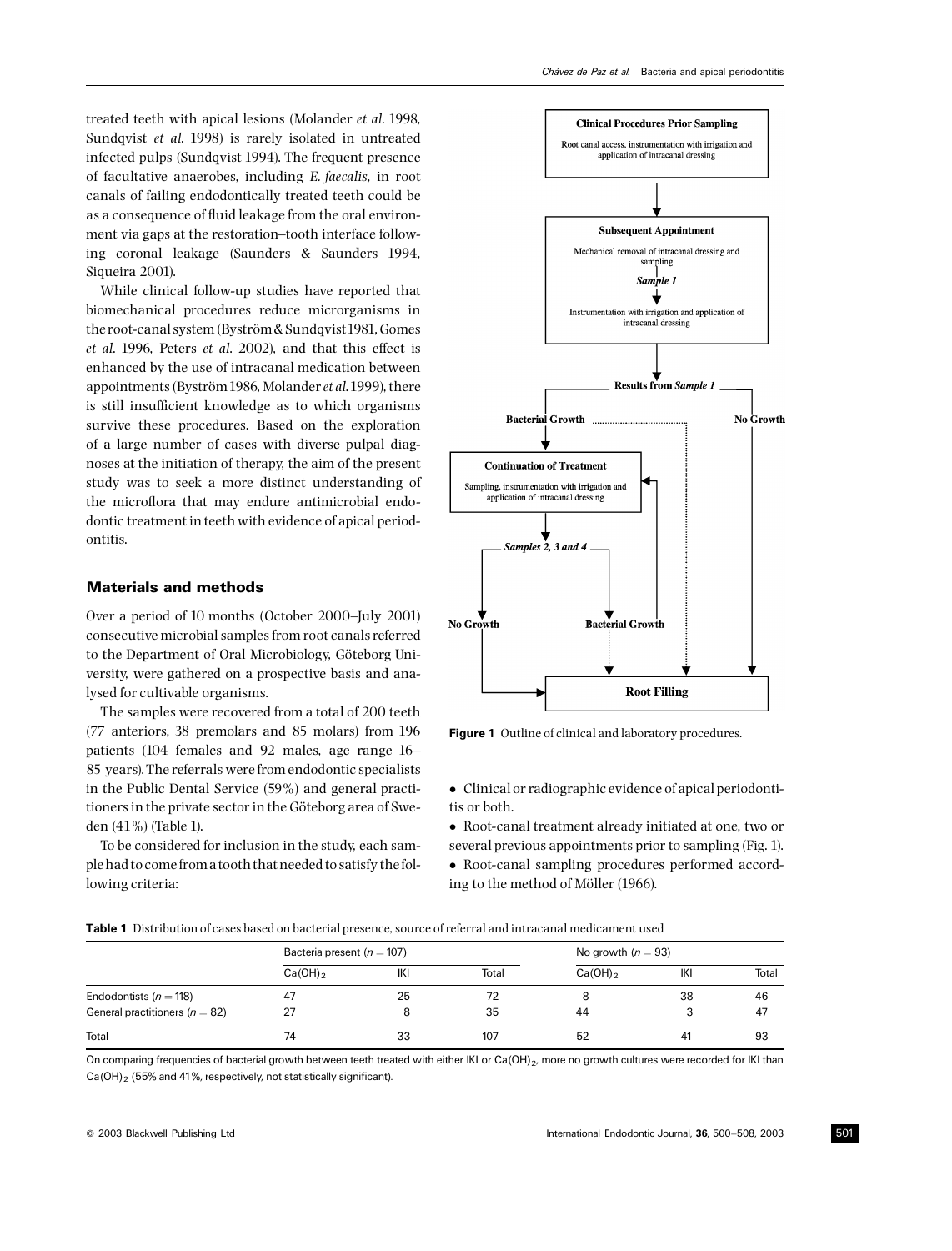treated teeth with apical lesions (Molander *et al.* 1998, Sundqvist *et al.* 1998) is rarely isolated in untreated infected pulps (Sundqvist 1994). The frequent presence of facultative anaerobes, including *E. faecalis*, in root canals of failing endodontically treated teeth could be as a consequence of fluid leakage from the oral environment via gaps at the restoration–tooth interface following coronal leakage (Saunders & Saunders 1994, Siqueira 2001).

While clinical follow-up studies have reported that biomechanical procedures reduce microorganisms in the root-canal system (Byström & Sundqvist 1981, Gomes *et al.* 1996, Peters *et al.* 2002), and that this effect is enhanced by the use of intracanal medication between appointments (Byström 1986, Molander *et al.* 1999), there is still insufficient knowledge as to which organisms survive these procedures. Based on the exploration of a large number of cases with diverse pulpal diagnoses at the initiation of therapy, the aim of the present study was to seek a more distinct understanding of the microflora that may endure antimicrobial endodontic treatment in teeth with evidence of apical periodontitis.

## Materials and methods

Over a period of 10 months (October 2000–July 2001) consecutive microbial samples from root canals referred to the Department of Oral Microbiology, Göteborg University, were gathered on a prospective basis and analysed for cultivable organisms.

The samples were recovered from a total of 200 teeth (77 anteriors, 38 premolars and 85 molars) from 196 patients (104 females and 92 males, age range 16–85 years). The referrals were from endodontic specialists in the Public Dental Service (59%) and general practitioners in the private sector in the Göteborg area of Sweden (41%) (Table 1).

To be considered for inclusion in the study, each sample had to come from a tooth that needed to satisfy the following criteria:

**Figure 1** Outline of clinical and laboratory procedures.

- Clinical or radiographic evidence of apical periodontitis or both.
- Root-canal treatment already initiated at one, two or several previous appointments prior to sampling (Fig. 1).
- Root-canal sampling procedures performed according to the method of Möller (1966).

**Table 1** Distribution of cases based on bacterial presence, source of referral and intracanal medicament used

| | Bacteria present ($n = 107$) | | | No growth ($n = 93$) | | |
|---|---|---|---|---|---|---|
| | $Ca(OH)_2$ | IKI | Total | $Ca(OH)_2$ | IKI | Total |
| Endodontists ($n = 118$) | 47 | 25 | 72 | 8 | 38 | 46 |
| General practitioners ($n = 82$) | 27 | 8 | 35 | 44 | 3 | 47 |
| Total | 74 | 33 | 107 | 52 | 41 | 93 |

On comparing frequencies of bacterial growth between teeth treated with either IKI or $Ca(OH)_2$, more no growth cultures were recorded for IKI than $Ca(OH)_2$ (55% and 41%, respectively, not statistically significant).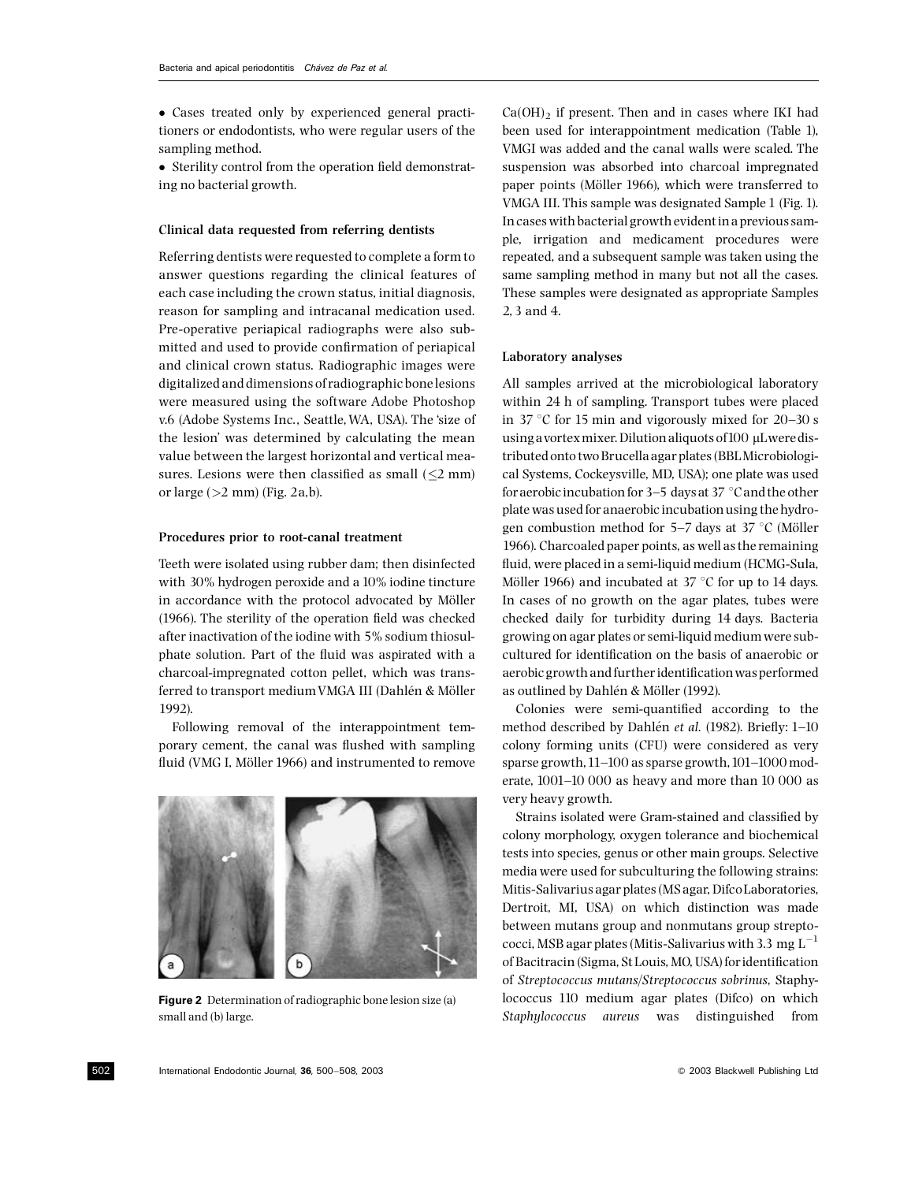- Cases treated only by experienced general practitioners or endodontists, who were regular users of the sampling method.
- Sterility control from the operation field demonstrating no bacterial growth.

### Clinical data requested from referring dentists

Referring dentists were requested to complete a form to answer questions regarding the clinical features of each case including the crown status, initial diagnosis, reason for sampling and intracanal medication used. Pre-operative periapical radiographs were also submitted and used to provide confirmation of periapical and clinical crown status. Radiographic images were digitalized and dimensions of radiographic bone lesions were measured using the software Adobe Photoshop v.6 (Adobe Systems Inc., Seattle, WA, USA). The 'size of the lesion' was determined by calculating the mean value between the largest horizontal and vertical measures. Lesions were then classified as small ($\leq$2 mm) or large (>2 mm) (Fig. 2a,b).

### Procedures prior to root-canal treatment

Teeth were isolated using rubber dam; then disinfected with 30% hydrogen peroxide and a 10% iodine tincture in accordance with the protocol advocated by Möller (1966). The sterility of the operation field was checked after inactivation of the iodine with 5% sodium thiosulphate solution. Part of the fluid was aspirated with a charcoal-impregnated cotton pellet, which was transferred to transport medium VMGA III (Dahlén & Möller 1992).

Following removal of the interappointment temporary cement, the canal was flushed with sampling fluid (VMG I, Möller 1966) and instrumented to remove $Ca(OH)_2$ if present. Then and in cases where IKI had been used for interappointment medication (Table 1), VMGI was added and the canal walls were scaled. The suspension was absorbed into charcoal impregnated paper points (Möller 1966), which were transferred to VMGA III. This sample was designated Sample 1 (Fig. 1). In cases with bacterial growth evident in a previous sample, irrigation and medicament procedures were repeated, and a subsequent sample was taken using the same sampling method in many but not all the cases. These samples were designated as appropriate Samples 2, 3 and 4.

**Figure 2** Determination of radiographic bone lesion size (a) small and (b) large.

### Laboratory analyses

All samples arrived at the microbiological laboratory within 24 h of sampling. Transport tubes were placed in 37 °C for 15 min and vigorously mixed for 20–30 s using a vortex mixer. Dilution aliquots of 100 µL were distributed onto two Brucella agar plates (BBL Microbiological Systems, Cockeysville, MD, USA); one plate was used for aerobic incubation for 3–5 days at 37 °C and the other plate was used for anaerobic incubation using the hydrogen combustion method for 5–7 days at 37 °C (Möller 1966). Charcoaled paper points, as well as the remaining fluid, were placed in a semi-liquid medium (HCMG-Sula, Möller 1966) and incubated at 37 °C for up to 14 days. In cases of no growth on the agar plates, tubes were checked daily for turbidity during 14 days. Bacteria growing on agar plates or semi-liquid medium were subcultured for identification on the basis of anaerobic or aerobic growth and further identification was performed as outlined by Dahlén & Möller (1992).

Colonies were semi-quantified according to the method described by Dahlén *et al.* (1982). Briefly: 1–10 colony forming units (CFU) were considered as very sparse growth, 11–100 as sparse growth, 101–1000 moderate, 1001–10 000 as heavy and more than 10 000 as very heavy growth.

Strains isolated were Gram-stained and classified by colony morphology, oxygen tolerance and biochemical tests into species, genus or other main groups. Selective media were used for subculturing the following strains: Mitis-Salivarius agar plates (MS agar, Difco Laboratories, Dertroit, MI, USA) on which distinction was made between mutans group and nonmutans group streptococci, MSB agar plates (Mitis-Salivarius with 3.3 mg $L^{-1}$ of Bacitracin (Sigma, St Louis, MO, USA) for identification of *Streptococcus mutans*/*Streptococcus sobrinus*, Staphylococcus 110 medium agar plates (Difco) on which *Staphylococcus aureus* was distinguished from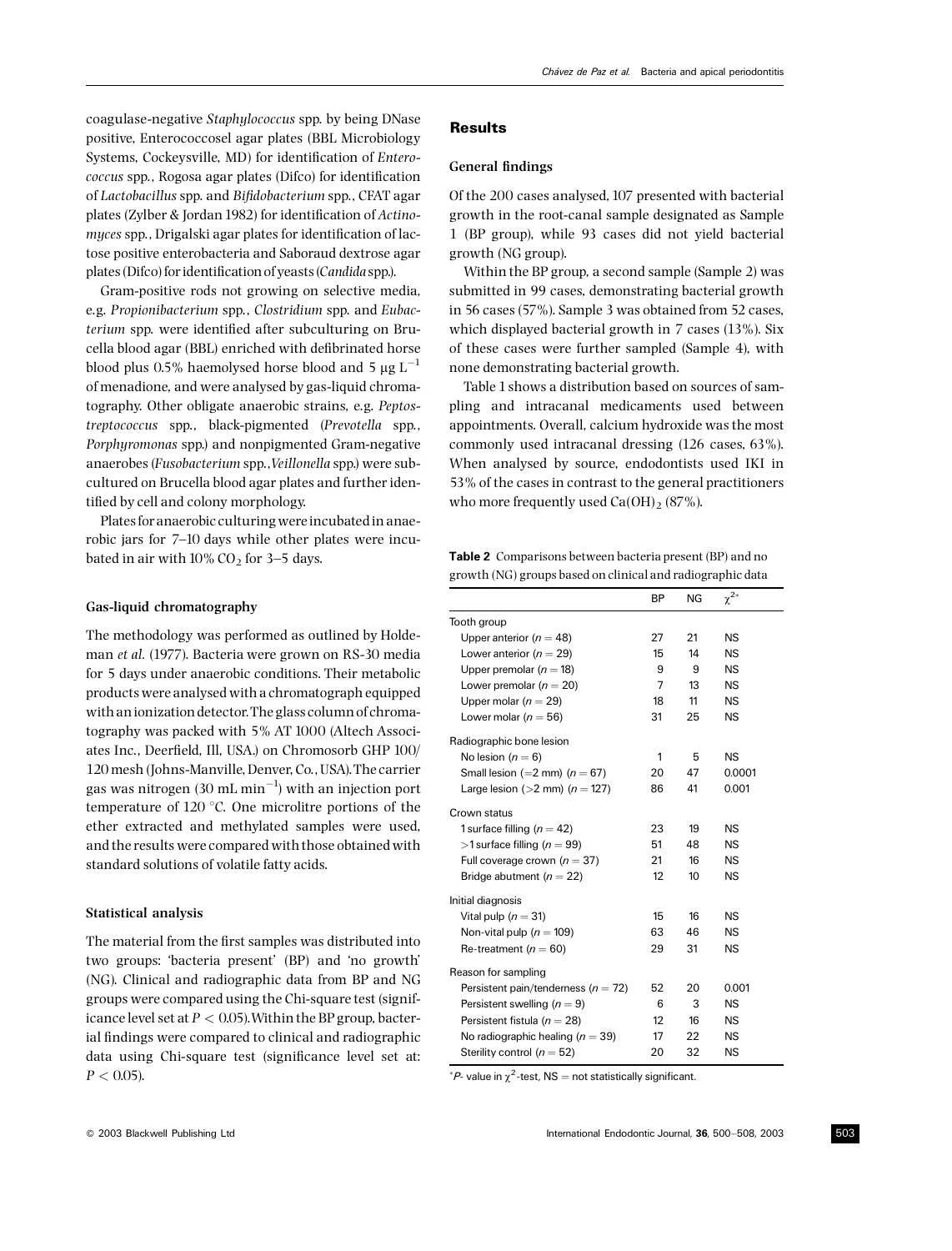coagulase-negative *Staphylococcus* spp. by being DNase positive, Enterococcosel agar plates (BBL Microbiology Systems, Cockeysville, MD) for identification of *Enterococcus* spp., Rogosa agar plates (Difco) for identification of *Lactobacillus* spp. and *Bifidobacterium* spp., CFAT agar plates (Zylber & Jordan 1982) for identification of *Actinomyces* spp., Drigalski agar plates for identification of lactose positive enterobacteria and Saboraud dextrose agar plates (Difco) for identification of yeasts (*Candida* spp.).

Gram-positive rods not growing on selective media, e.g. *Propionibacterium* spp., *Clostridium* spp. and *Eubacterium* spp. were identified after subculturing on Brucella blood agar (BBL) enriched with defibrinated horse blood plus 0.5% haemolysed horse blood and 5 $\mu g\ L^{-1}$ of menadione, and were analysed by gas-liquid chromatography. Other obligate anaerobic strains, e.g. *Peptostreptococcus* spp., black-pigmented (*Prevotella* spp., *Porphyromonas* spp.) and nonpigmented Gram-negative anaerobes (*Fusobacterium* spp., *Veillonella* spp.) were subcultured on Brucella blood agar plates and further identified by cell and colony morphology.

Plates for anaerobic culturing were incubated in anaerobic jars for 7–10 days while other plates were incubated in air with 10% $CO_2$ for 3–5 days.

### Gas-liquid chromatography

The methodology was performed as outlined by Holdeman *et al.* (1977). Bacteria were grown on RS-30 media for 5 days under anaerobic conditions. Their metabolic products were analysed with a chromatograph equipped with an ionization detector. The glass column of chromatography was packed with 5% AT 1000 (Altech Associates Inc., Deerfield, Ill, USA.) on Chromosorb GHP 100/120 mesh (Johns-Manville, Denver, Co., USA). The carrier gas was nitrogen (30 mL $\min^{-1}$) with an injection port temperature of 120 °C. One microlitre portions of the ether extracted and methylated samples were used, and the results were compared with those obtained with standard solutions of volatile fatty acids.

### Statistical analysis

The material from the first samples was distributed into two groups: 'bacteria present' (BP) and 'no growth' (NG). Clinical and radiographic data from BP and NG groups were compared using the Chi-square test (significance level set at $P < 0.05$). Within the BP group, bacterial findings were compared to clinical and radiographic data using Chi-square test (significance level set at: $P < 0.05$).

## Results

### General findings

Of the 200 cases analysed, 107 presented with bacterial growth in the root-canal sample designated as Sample 1 (BP group), while 93 cases did not yield bacterial growth (NG group).

Within the BP group, a second sample (Sample 2) was submitted in 99 cases, demonstrating bacterial growth in 56 cases (57%). Sample 3 was obtained from 52 cases, which displayed bacterial growth in 7 cases (13%). Six of these cases were further sampled (Sample 4), with none demonstrating bacterial growth.

Table 1 shows a distribution based on sources of sampling and intracanal medicaments used between appointments. Overall, calcium hydroxide was the most commonly used intracanal dressing (126 cases, 63%). When analysed by source, endodontists used IKI in 53% of the cases in contrast to the general practitioners who more frequently used $Ca(OH)_2$ (87%).

**Table 2** Comparisons between bacteria present (BP) and no growth (NG) groups based on clinical and radiographic data

| | BP | NG | $\chi^{2*}$ |
|---|---|---|---|
| Tooth group | | | |
| Upper anterior ($n = 48$) | 27 | 21 | NS |
| Lower anterior ($n = 29$) | 15 | 14 | NS |
| Upper premolar ($n = 18$) | 9 | 9 | NS |
| Lower premolar ($n = 20$) | 7 | 13 | NS |
| Upper molar ($n = 29$) | 18 | 11 | NS |
| Lower molar ($n = 56$) | 31 | 25 | NS |
| Radiographic bone lesion | | | |
| No lesion ($n = 6$) | 1 | 5 | NS |
| Small lesion (=2 mm) ($n = 67$) | 20 | 47 | 0.0001 |
| Large lesion (>2 mm) ($n = 127$) | 86 | 41 | 0.001 |
| Crown status | | | |
| 1 surface filling ($n = 42$) | 23 | 19 | NS |
| >1 surface filling ($n = 99$) | 51 | 48 | NS |
| Full coverage crown ($n = 37$) | 21 | 16 | NS |
| Bridge abutment ($n = 22$) | 12 | 10 | NS |
| Initial diagnosis | | | |
| Vital pulp ($n = 31$) | 15 | 16 | NS |
| Non-vital pulp ($n = 109$) | 63 | 46 | NS |
| Re-treatment ($n = 60$) | 29 | 31 | NS |
| Reason for sampling | | | |
| Persistent pain/tenderness ($n = 72$) | 52 | 20 | 0.001 |
| Persistent swelling ($n = 9$) | 6 | 3 | NS |
| Persistent fistula ($n = 28$) | 12 | 16 | NS |
| No radiographic healing ($n = 39$) | 17 | 22 | NS |
| Sterility control ($n = 52$) | 20 | 32 | NS |

*$P$- value in $\chi^2$-test, NS = not statistically significant.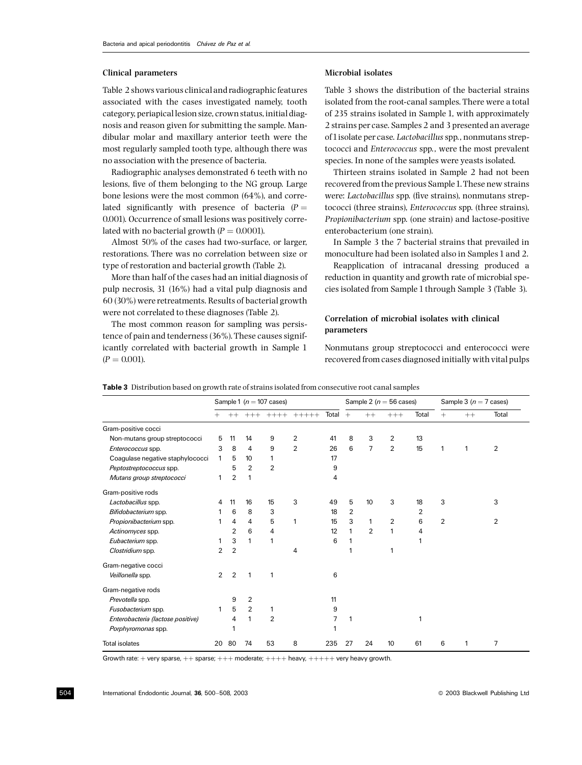## Clinical parameters

Table 2 shows various clinical and radiographic features associated with the cases investigated namely, tooth category, periapical lesion size, crown status, initial diagnosis and reason given for submitting the sample. Mandibular molar and maxillary anterior teeth were the most regularly sampled tooth type, although there was no association with the presence of bacteria.

Radiographic analyses demonstrated 6 teeth with no lesions, five of them belonging to the NG group. Large bone lesions were the most common (64%), and correlated significantly with presence of bacteria ($P = 0.001$). Occurrence of small lesions was positively correlated with no bacterial growth ($P = 0.0001$).

Almost 50% of the cases had two-surface, or larger, restorations. There was no correlation between size or type of restoration and bacterial growth (Table 2).

More than half of the cases had an initial diagnosis of pulp necrosis, 31 (16%) had a vital pulp diagnosis and 60 (30%) were retreatments. Results of bacterial growth were not correlated to these diagnoses (Table 2).

The most common reason for sampling was persistence of pain and tenderness (36%). These causes significantly correlated with bacterial growth in Sample 1 ($P = 0.001$).

## Microbial isolates

Table 3 shows the distribution of the bacterial strains isolated from the root-canal samples. There were a total of 235 strains isolated in Sample 1, with approximately 2 strains per case. Samples 2 and 3 presented an average of 1 isolate per case. *Lactobacillus* spp., nonmutans streptococci and *Enterococcus* spp., were the most prevalent species. In none of the samples were yeasts isolated.

Thirteen strains isolated in Sample 2 had not been recovered from the previous Sample 1. These new strains were: *Lactobacillus* spp. (five strains), nonmutans streptococci (three strains), *Enterococcus* spp. (three strains), *Propionibacterium* spp. (one strain) and lactose-positive enterobacterium (one strain).

In Sample 3 the 7 bacterial strains that prevailed in monoculture had been isolated also in Samples 1 and 2.

Reapplication of intracanal dressing produced a reduction in quantity and growth rate of microbial species isolated from Sample 1 through Sample 3 (Table 3).

## Correlation of microbial isolates with clinical parameters

Nonmutans group streptococci and enterococci were recovered from cases diagnosed initially with vital pulps

**Table 3** Distribution based on growth rate of strains isolated from consecutive root canal samples

| | Sample 1 ($n = 107$ cases) | | | | | | Sample 2 ($n = 56$ cases) | | | | Sample 3 ($n = 7$ cases) | | |
|---|---|---|---|---|---|---|---|---|---|---|---|---|---|
| | + | ++ | +++ | ++++ | +++++ | Total | + | ++ | +++ | Total | + | ++ | Total |
| Gram-positive cocci | | | | | | | | | | | | | |
| Non-mutans group streptococci | 5 | 11 | 14 | 9 | 2 | 41 | 8 | 3 | 2 | 13 | | | |
| *Enterococcus* spp. | 3 | 8 | 4 | 9 | 2 | 26 | 6 | 7 | 2 | 15 | 1 | 1 | 2 |
| Coagulase negative staphylococci | 1 | 5 | 10 | 1 | | 17 | | | | | | | |
| *Peptostreptococcus* spp. | | 5 | 2 | 2 | | 9 | | | | | | | |
| *Mutans group streptococci* | 1 | 2 | 1 | | | 4 | | | | | | | |
| Gram-positive rods | | | | | | | | | | | | | |
| *Lactobacillus* spp. | 4 | 11 | 16 | 15 | 3 | 49 | 5 | 10 | 3 | 18 | 3 | | 3 |
| *Bifidobacterium* spp. | 1 | 6 | 8 | 3 | | 18 | 2 | | | 2 | | | |
| *Propionibacterium* spp. | 1 | 4 | 4 | 5 | 1 | 15 | 3 | 1 | 2 | 6 | 2 | | 2 |
| *Actinomyces* spp. | | 2 | 6 | 4 | | 12 | 1 | 2 | 1 | 4 | | | |
| *Eubacterium* spp. | 1 | 3 | 1 | 1 | | 6 | 1 | | | 1 | | | |
| *Clostridium* spp. | 2 | 2 | | | 4 | | 1 | | 1 | | | | |
| Gram-negative cocci | | | | | | | | | | | | | |
| *Veillonella* spp. | 2 | 2 | 1 | 1 | | 6 | | | | | | | |
| Gram-negative rods | | | | | | | | | | | | | |
| *Prevotella* spp. | | 9 | 2 | | | 11 | | | | | | | |
| *Fusobacterium* spp. | 1 | 5 | 2 | 1 | | 9 | | | | | | | |
| *Enterobacteria (lactose positive)* | | 4 | 1 | 2 | | 7 | 1 | | | 1 | | | |
| *Porphyromonas* spp. | | 1 | | | | 1 | | | | | | | |
| Total isolates | 20 | 80 | 74 | 53 | 8 | 235 | 27 | 24 | 10 | 61 | 6 | 1 | 7 |

Growth rate: + very sparse, ++ sparse; +++ moderate; ++++ heavy, +++++ very heavy growth.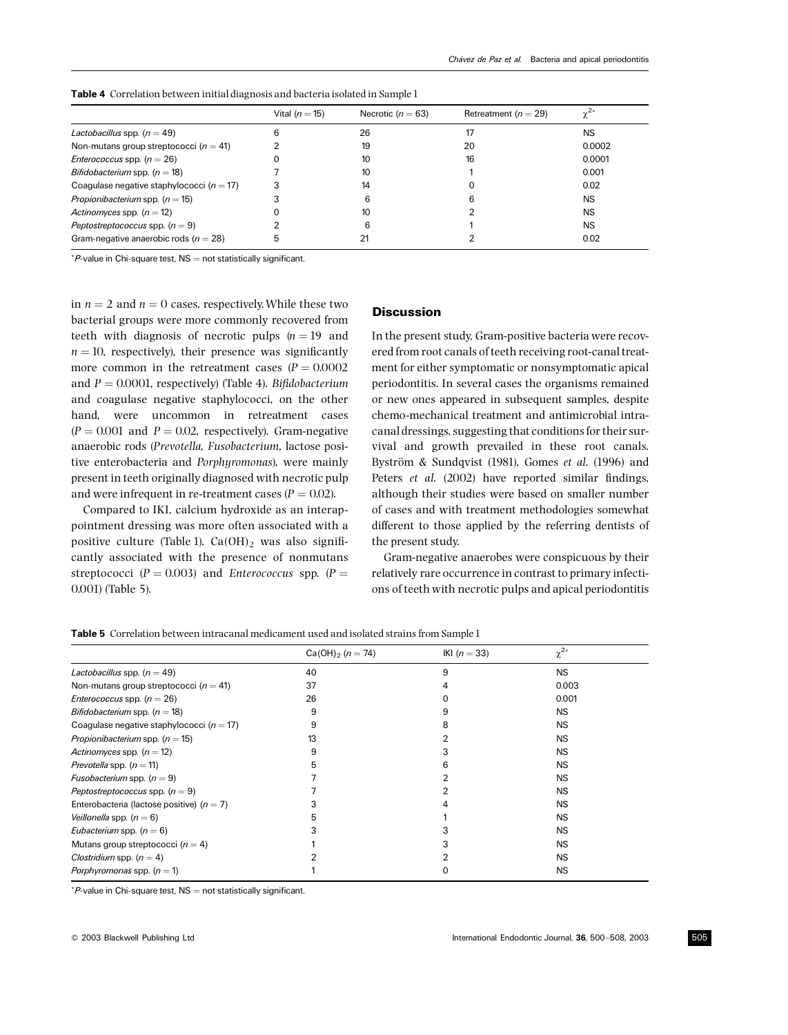**Table 4** Correlation between initial diagnosis and bacteria isolated in Sample 1

| | Vital ($n = 15$) | Necrotic ($n = 63$) | Retreatment ($n = 29$) | $\chi^{2*}$ |
|---|---|---|---|---|
| *Lactobacillus* spp. ($n = 49$) | 6 | 26 | 17 | NS |
| Non-mutans group streptococci ($n = 41$) | 2 | 19 | 20 | 0.0002 |
| *Enterococcus* spp. ($n = 26$) | 0 | 10 | 16 | 0.0001 |
| *Bifidobacterium* spp. ($n = 18$) | 7 | 10 | 1 | 0.001 |
| Coagulase negative staphylococci ($n = 17$) | 3 | 14 | 0 | 0.02 |
| *Propionibacterium* spp. ($n = 15$) | 3 | 6 | 6 | NS |
| *Actinomyces* spp. ($n = 12$) | 0 | 10 | 2 | NS |
| *Peptostreptococcus* spp. ($n = 9$) | 2 | 6 | 1 | NS |
| Gram-negative anaerobic rods ($n = 28$) | 5 | 21 | 2 | 0.02 |

*$P$-value in Chi-square test, NS = not statistically significant.

in $n = 2$ and $n = 0$ cases, respectively. While these two bacterial groups were more commonly recovered from teeth with diagnosis of necrotic pulps ($n = 19$ and $n = 10$, respectively), their presence was significantly more common in the retreatment cases ($P = 0.0002$ and $P = 0.0001$, respectively) (Table 4). *Bifidobacterium* and coagulase negative staphylococci, on the other hand, were uncommon in retreatment cases ($P = 0.001$ and $P = 0.02$, respectively). Gram-negative anaerobic rods (*Prevotella*, *Fusobacterium*, lactose positive enterobacteria and *Porphyromonas*), were mainly present in teeth originally diagnosed with necrotic pulp and were infrequent in re-treatment cases ($P = 0.02$).

Compared to IKI, calcium hydroxide as an interappointment dressing was more often associated with a positive culture (Table 1). $Ca(OH)_2$ was also significantly associated with the presence of nonmutans streptococci ($P = 0.003$) and *Enterococcus* spp. ($P = 0.001$) (Table 5).

## Discussion

In the present study, Gram-positive bacteria were recovered from root canals of teeth receiving root-canal treatment for either symptomatic or nonsymptomatic apical periodontitis. In several cases the organisms remained or new ones appeared in subsequent samples, despite chemo-mechanical treatment and antimicrobial intracanal dressings, suggesting that conditions for their survival and growth prevailed in these root canals. Byström & Sundqvist (1981), Gomes *et al.* (1996) and Peters *et al.* (2002) have reported similar findings, although their studies were based on smaller number of cases and with treatment methodologies somewhat different to those applied by the referring dentists of the present study.

Gram-negative anaerobes were conspicuous by their relatively rare occurrence in contrast to primary infections of teeth with necrotic pulps and apical periodontitis

**Table 5** Correlation between intracanal medicament used and isolated strains from Sample 1

| | $Ca(OH)_2$ ($n = 74$) | IKI ($n = 33$) | $\chi^{2*}$ |
|---|---|---|---|
| *Lactobacillus* spp. ($n = 49$) | 40 | 9 | NS |
| Non-mutans group streptococci ($n = 41$) | 37 | 4 | 0.003 |
| *Enterococcus* spp. ($n = 26$) | 26 | 0 | 0.001 |
| *Bifidobacterium* spp. ($n = 18$) | 9 | 9 | NS |
| Coagulase negative staphylococci ($n = 17$) | 9 | 8 | NS |
| *Propionibacterium* spp. ($n = 15$) | 13 | 2 | NS |
| *Actinomyces* spp. ($n = 12$) | 9 | 3 | NS |
| *Prevotella* spp. ($n = 11$) | 5 | 6 | NS |
| *Fusobacterium* spp. ($n = 9$) | 7 | 2 | NS |
| *Peptostreptococcus* spp. ($n = 9$) | 7 | 2 | NS |
| Enterobacteria (lactose positive) ($n = 7$) | 3 | 4 | NS |
| *Veillonella* spp. ($n = 6$) | 5 | 1 | NS |
| *Eubacterium* spp. ($n = 6$) | 3 | 3 | NS |
| Mutans group streptococci ($n = 4$) | 1 | 3 | NS |
| *Clostridium* spp. ($n = 4$) | 2 | 2 | NS |
| *Porphyromonas* spp. ($n = 1$) | 1 | 0 | NS |

*$P$-value in Chi-square test, NS = not statistically significant.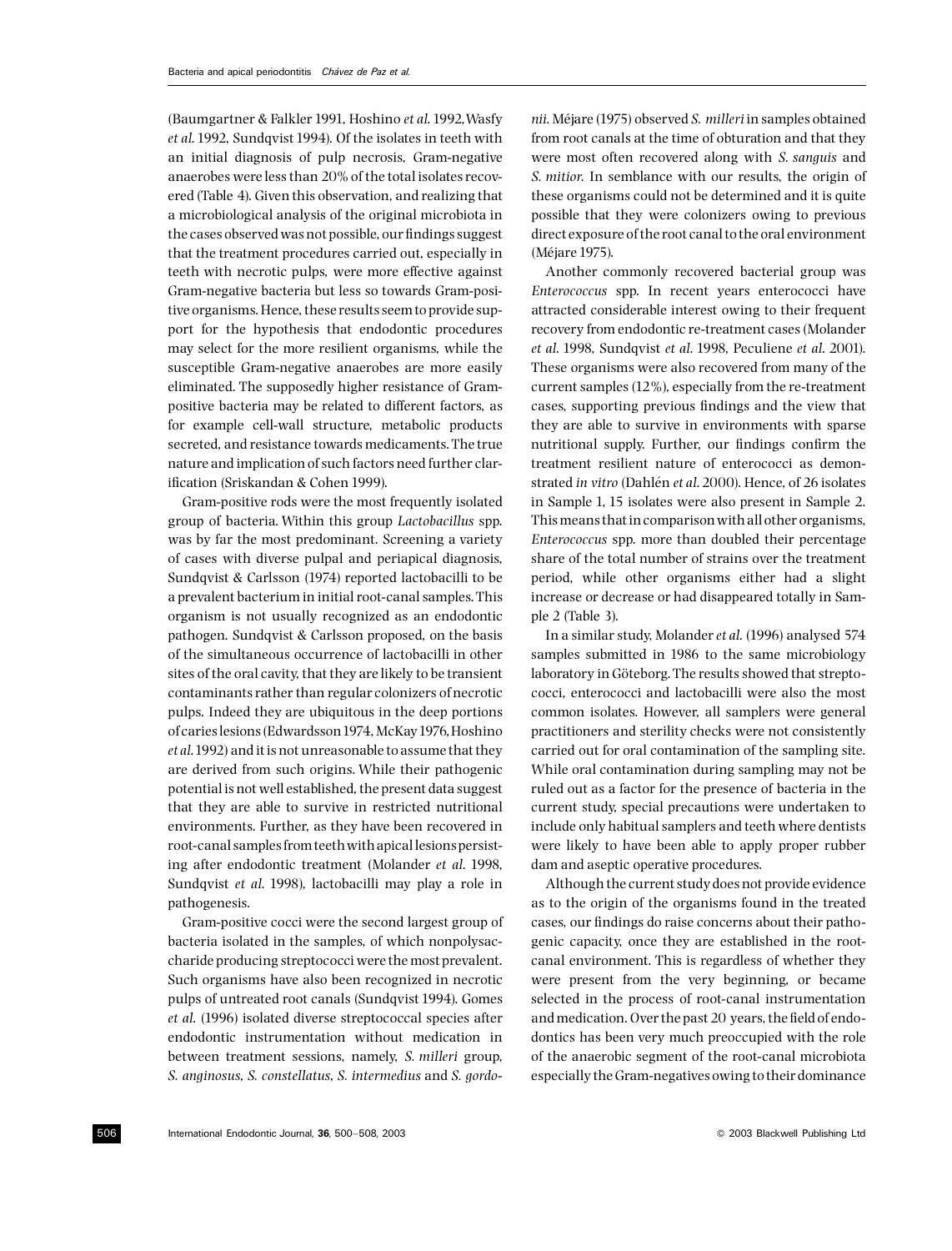(Baumgartner & Falkler 1991, Hoshino *et al.* 1992, Wasfy *et al.* 1992, Sundqvist 1994). Of the isolates in teeth with an initial diagnosis of pulp necrosis, Gram-negative anaerobes were less than 20% of the total isolates recovered (Table 4). Given this observation, and realizing that a microbiological analysis of the original microbiota in the cases observed was not possible, our findings suggest that the treatment procedures carried out, especially in teeth with necrotic pulps, were more effective against Gram-negative bacteria but less so towards Gram-positive organisms. Hence, these results seem to provide support for the hypothesis that endodontic procedures may select for the more resilient organisms, while the susceptible Gram-negative anaerobes are more easily eliminated. The supposedly higher resistance of Gram-positive bacteria may be related to different factors, as for example cell-wall structure, metabolic products secreted, and resistance towards medicaments. The true nature and implication of such factors need further clarification (Sriskandan & Cohen 1999).

Gram-positive rods were the most frequently isolated group of bacteria. Within this group *Lactobacillus* spp. was by far the most predominant. Screening a variety of cases with diverse pulpal and periapical diagnosis, Sundqvist & Carlsson (1974) reported lactobacilli to be a prevalent bacterium in initial root-canal samples. This organism is not usually recognized as an endodontic pathogen. Sundqvist & Carlsson proposed, on the basis of the simultaneous occurrence of lactobacilli in other sites of the oral cavity, that they are likely to be transient contaminants rather than regular colonizers of necrotic pulps. Indeed they are ubiquitous in the deep portions of caries lesions (Edwardsson 1974, McKay 1976, Hoshino *et al.* 1992) and it is not unreasonable to assume that they are derived from such origins. While their pathogenic potential is not well established, the present data suggest that they are able to survive in restricted nutritional environments. Further, as they have been recovered in root-canal samples from teeth with apical lesions persisting after endodontic treatment (Molander *et al.* 1998, Sundqvist *et al.* 1998), lactobacilli may play a role in pathogenesis.

Gram-positive cocci were the second largest group of bacteria isolated in the samples, of which nonpolysaccharide producing streptococci were the most prevalent. Such organisms have also been recognized in necrotic pulps of untreated root canals (Sundqvist 1994). Gomes *et al.* (1996) isolated diverse streptococcal species after endodontic instrumentation without medication in between treatment sessions, namely, *S. milleri* group, *S. anginosus*, *S. constellatus*, *S. intermedius* and *S. gordonii*. Méjare (1975) observed *S. milleri* in samples obtained from root canals at the time of obturation and that they were most often recovered along with *S. sanguis* and *S. mitior*. In semblance with our results, the origin of these organisms could not be determined and it is quite possible that they were colonizers owing to previous direct exposure of the root canal to the oral environment (Méjare 1975).

Another commonly recovered bacterial group was *Enterococcus* spp. In recent years enterococci have attracted considerable interest owing to their frequent recovery from endodontic re-treatment cases (Molander *et al.* 1998, Sundqvist *et al.* 1998, Peculiene *et al.* 2001). These organisms were also recovered from many of the current samples (12%), especially from the re-treatment cases, supporting previous findings and the view that they are able to survive in environments with sparse nutritional supply. Further, our findings confirm the treatment resilient nature of enterococci as demonstrated *in vitro* (Dahlén *et al.* 2000). Hence, of 26 isolates in Sample 1, 15 isolates were also present in Sample 2. This means that in comparison with all other organisms, *Enterococcus* spp. more than doubled their percentage share of the total number of strains over the treatment period, while other organisms either had a slight increase or decrease or had disappeared totally in Sample 2 (Table 3).

In a similar study, Molander *et al.* (1996) analysed 574 samples submitted in 1986 to the same microbiology laboratory in Göteborg. The results showed that streptococci, enterococci and lactobacilli were also the most common isolates. However, all samplers were general practitioners and sterility checks were not consistently carried out for oral contamination of the sampling site. While oral contamination during sampling may not be ruled out as a factor for the presence of bacteria in the current study, special precautions were undertaken to include only habitual samplers and teeth where dentists were likely to have been able to apply proper rubber dam and aseptic operative procedures.

Although the current study does not provide evidence as to the origin of the organisms found in the treated cases, our findings do raise concerns about their pathogenic capacity, once they are established in the root-canal environment. This is regardless of whether they were present from the very beginning, or became selected in the process of root-canal instrumentation and medication. Over the past 20 years, the field of endodontics has been very much preoccupied with the role of the anaerobic segment of the root-canal microbiota especially the Gram-negatives owing to their dominance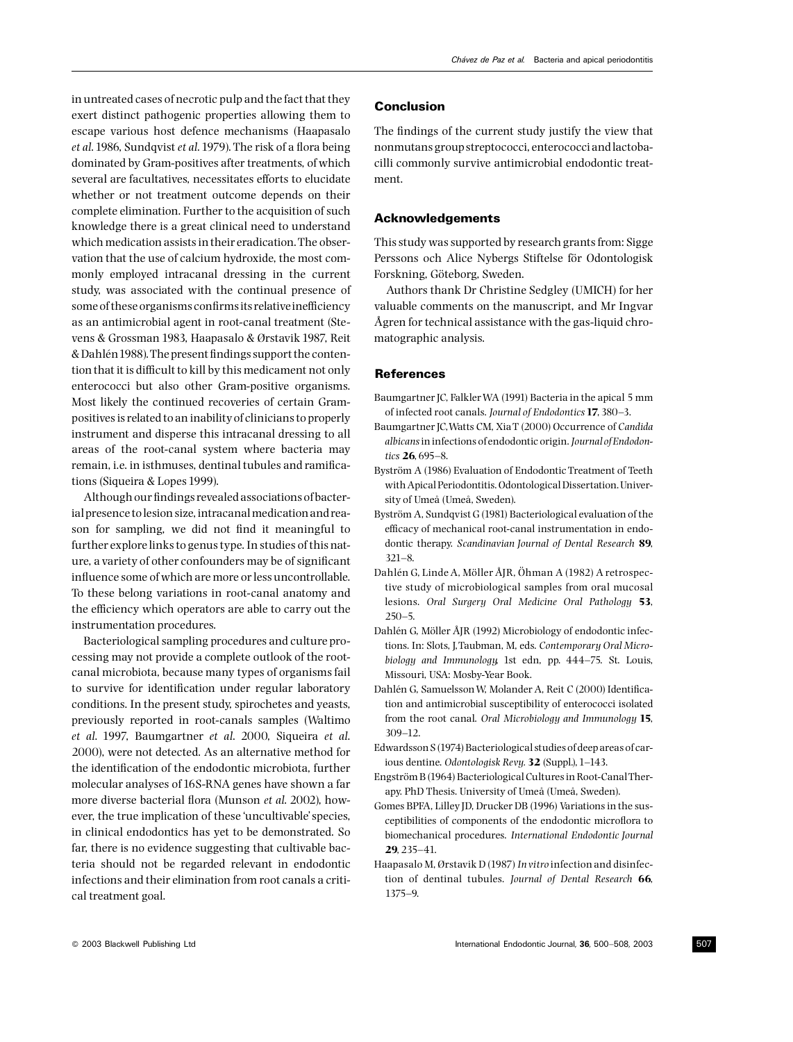in untreated cases of necrotic pulp and the fact that they exert distinct pathogenic properties allowing them to escape various host defence mechanisms (Haapasalo *et al*. 1986, Sundqvist *et al*. 1979). The risk of a flora being dominated by Gram-positives after treatments, of which several are facultatives, necessitates efforts to elucidate whether or not treatment outcome depends on their complete elimination. Further to the acquisition of such knowledge there is a great clinical need to understand which medication assists in their eradication. The observation that the use of calcium hydroxide, the most commonly employed intracanal dressing in the current study, was associated with the continual presence of some of these organisms confirms its relative inefficiency as an antimicrobial agent in root-canal treatment (Stevens & Grossman 1983, Haapasalo & Ørstavik 1987, Reit & Dahlén 1988). The present findings support the contention that it is difficult to kill by this medicament not only enterococci but also other Gram-positive organisms. Most likely the continued recoveries of certain Gram-positives is related to an inability of clinicians to properly instrument and disperse this intracanal dressing to all areas of the root-canal system where bacteria may remain, i.e. in isthmuses, dentinal tubules and ramifications (Siqueira & Lopes 1999).

Although our findings revealed associations of bacterial presence to lesion size, intracanal medication and reason for sampling, we did not find it meaningful to further explore links to genus type. In studies of this nature, a variety of other confounders may be of significant influence some of which are more or less uncontrollable. To these belong variations in root-canal anatomy and the efficiency which operators are able to carry out the instrumentation procedures.

Bacteriological sampling procedures and culture processing may not provide a complete outlook of the root-canal microbiota, because many types of organisms fail to survive for identification under regular laboratory conditions. In the present study, spirochetes and yeasts, previously reported in root-canals samples (Waltimo *et al*. 1997, Baumgartner *et al*. 2000, Siqueira *et al*. 2000), were not detected. As an alternative method for the identification of the endodontic microbiota, further molecular analyses of 16S-RNA genes have shown a far more diverse bacterial flora (Munson *et al*. 2002), however, the true implication of these 'uncultivable' species, in clinical endodontics has yet to be demonstrated. So far, there is no evidence suggesting that cultivable bacteria should not be regarded relevant in endodontic infections and their elimination from root canals a critical treatment goal.

## Conclusion

The findings of the current study justify the view that nonmutans group streptococci, enterococci and lactobacilli commonly survive antimicrobial endodontic treatment.

## Acknowledgements

This study was supported by research grants from: Sigge Perssons och Alice Nybergs Stiftelse för Odontologisk Forskning, Göteborg, Sweden.

Authors thank Dr Christine Sedgley (UMICH) for her valuable comments on the manuscript, and Mr Ingvar Ågren for technical assistance with the gas-liquid chromatographic analysis.

## References

Baumgartner JC, Falkler WA (1991) Bacteria in the apical 5 mm of infected root canals. *Journal of Endodontics* **17**, 380–3.

Baumgartner JC, Watts CM, Xia T (2000) Occurrence of *Candida albicans* in infections of endodontic origin. *Journal of Endodontics* **26**, 695–8.

Byström A (1986) Evaluation of Endodontic Treatment of Teeth with Apical Periodontitis. Odontological Dissertation. University of Umeå (Umeå, Sweden).

Byström A, Sundqvist G (1981) Bacteriological evaluation of the efficacy of mechanical root-canal instrumentation in endodontic therapy. *Scandinavian Journal of Dental Research* **89**, 321–8.

Dahlén G, Linde A, Möller ÅJR, Öhman A (1982) A retrospective study of microbiological samples from oral mucosal lesions. *Oral Surgery Oral Medicine Oral Pathology* **53**, 250–5.

Dahlén G, Möller ÅJR (1992) Microbiology of endodontic infections. In: Slots, J, Taubman, M, eds. *Contemporary Oral Microbiology and Immunology*, 1st edn, pp. 444–75. St. Louis, Missouri, USA: Mosby-Year Book.

Dahlén G, Samuelsson W, Molander A, Reit C (2000) Identification and antimicrobial susceptibility of enterococci isolated from the root canal. *Oral Microbiology and Immunology* **15**, 309–12.

Edwardsson S (1974) Bacteriological studies of deep areas of carious dentine. *Odontologisk Revy.* **32** (Suppl.), 1–143.

Engström B (1964) Bacteriological Cultures in Root-Canal Therapy. PhD Thesis. University of Umeå (Umeå, Sweden).

Gomes BPFA, Lilley JD, Drucker DB (1996) Variations in the susceptibilities of components of the endodontic microflora to biomechanical procedures. *International Endodontic Journal* **29**, 235–41.

Haapasalo M, Ørstavik D (1987) *In vitro* infection and disinfection of dentinal tubules. *Journal of Dental Research* **66**, 1375–9.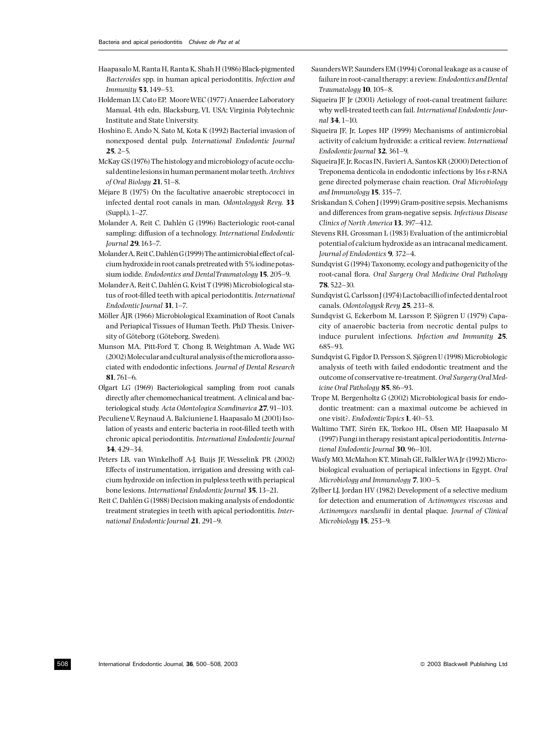Haapasalo M, Ranta H, Ranta K, Shah H (1986) Black-pigmented *Bacteroides* spp. in human apical periodontitis. *Infection and Immunity* **53**, 149–53.

Holdeman LV, Cato EP, Moore WEC (1977) Anaerdee Laboratory Manual, 4th edn, Blacksburg, VI, USA; Virginia Polytechnic Institute and State University.

Hoshino E, Ando N, Sato M, Kota K (1992) Bacterial invasion of nonexposed dental pulp. *International Endodontic Journal* **25**, 2–5.

McKay GS (1976) The histology and microbiology of acute occlusal dentine lesions in human permanent molar teeth. *Archives of Oral Biology* **21**, 51–8.

Méjare B (1975) On the facultative anaerobic streptococci in infected dental root canals in man. *Odontologysk Revy.* **33** (Suppl.), 1–27.

Molander A, Reit C, Dahlén G (1996) Bacteriologic root-canal sampling: diffusion of a technology. *International Endodontic Journal* **29**, 163–7.

Molander A, Reit C, Dahlén G (1999) The antimicrobial effect of calcium hydroxide in root canals pretreated with 5% iodine potassium iodide. *Endodontics and Dental Traumatology* **15**, 205–9.

Molander A, Reit C, Dahlén G, Kvist T (1998) Microbiological status of root-filled teeth with apical periodontitis. *International Endodontic Journal* **31**, 1–7.

Möller ÅJR (1966) Microbiological Examination of Root Canals and Periapical Tissues of Human Teeth. PhD Thesis. University of Göteborg (Göteborg, Sweden).

Munson MA, Pitt-Ford T, Chong B, Weightman A, Wade WG (2002) Molecular and cultural analysis of the microflora associated with endodontic infections. *Journal of Dental Research* **81**, 761–6.

Olgart LG (1969) Bacteriological sampling from root canals directly after chemomechanical treatment. A clinical and bacteriological study. *Acta Odontologica Scandinavica* **27**, 91–103.

Peculiene V, Reynaud A, Balciuniene I, Haapasalo M (2001) Isolation of yeasts and enteric bacteria in root-filled teeth with chronic apical periodontitis. *International Endodontic Journal* **34**, 429–34.

Peters LB, van Winkelhoff A-J, Buijs JF, Wesselink PR (2002) Effects of instrumentation, irrigation and dressing with calcium hydroxide on infection in pulpless teeth with periapical bone lesions. *International Endodontic Journal* **35**, 13–21.

Reit C, Dahlén G (1988) Decision making analysis of endodontic treatment strategies in teeth with apical periodontitis. *International Endodontic Journal* **21**, 291–9.

Saunders WP, Saunders EM (1994) Coronal leakage as a cause of failure in root-canal therapy: a review. *Endodontics and Dental Traumatology* **10**, 105–8.

Siqueira JF Jr (2001) Aetiology of root-canal treatment failure: why well-treated teeth can fail. *International Endodontic Journal* **34**, 1–10.

Siqueira JF, Jr, Lopes HP (1999) Mechanisms of antimicrobial activity of calcium hydroxide: a critical review. *International Endodontic Journal* **32**, 361–9.

Siqueira JF, Jr, Rocas IN, Favieri A, Santos KR (2000) Detection of Treponema denticola in endodontic infections by 16s r-RNA gene directed polymerase chain reaction. *Oral Microbiology and Immunology* **15**, 335–7.

Sriskandan S, Cohen J (1999) Gram-positive sepsis. Mechanisms and differences from gram-negative sepsis. *Infectious Disease Clinics of North America* **13**, 397–412.

Stevens RH, Grossman L (1983) Evaluation of the antimicrobial potential of calcium hydroxide as an intracanal medicament. *Journal of Endodontics* **9**, 372–4.

Sundqvist G (1994) Taxonomy, ecology and pathogenicity of the root-canal flora. *Oral Surgery Oral Medicine Oral Pathology* **78**, 522–30.

Sundqvist G, Carlsson J (1974) Lactobacilli of infected dental root canals. *Odontologysk Revy* **25**, 233–8.

Sundqvist G, Eckerbom M, Larsson P, Sjögren U (1979) Capacity of anaerobic bacteria from necrotic dental pulps to induce purulent infections. *Infection and Immunity* **25**, 685–93.

Sundqvist G, Figdor D, Persson S, Sjögren U (1998) Microbiologic analysis of teeth with failed endodontic treatment and the outcome of conservative re-treatment. *Oral Surgery Oral Medicine Oral Pathology* **85**, 86–93.

Trope M, Bergenholtz G (2002) Microbiological basis for endodontic treatment: can a maximal outcome be achieved in one visit?. *Endodontic Topics* **1**, 40–53.

Waltimo TMT, Sirén EK, Torkoo HL, Olsen MP, Haapasalo M (1997) Fungi in therapy resistant apical periodontitis. *International Endodontic Journal* **30**, 96–101.

Wasfy MO, McMahon KT, Minah GE, Falkler WA Jr (1992) Microbiological evaluation of periapical infections in Egypt. *Oral Microbiology and Immunology* **7**, 100–5.

Zylber LJ, Jordan HV (1982) Development of a selective medium for detection and enumeration of *Actinomyces viscosus* and *Actinomyces naeslundii* in dental plaque. *Journal of Clinical Microbiology* **15**, 253–9.